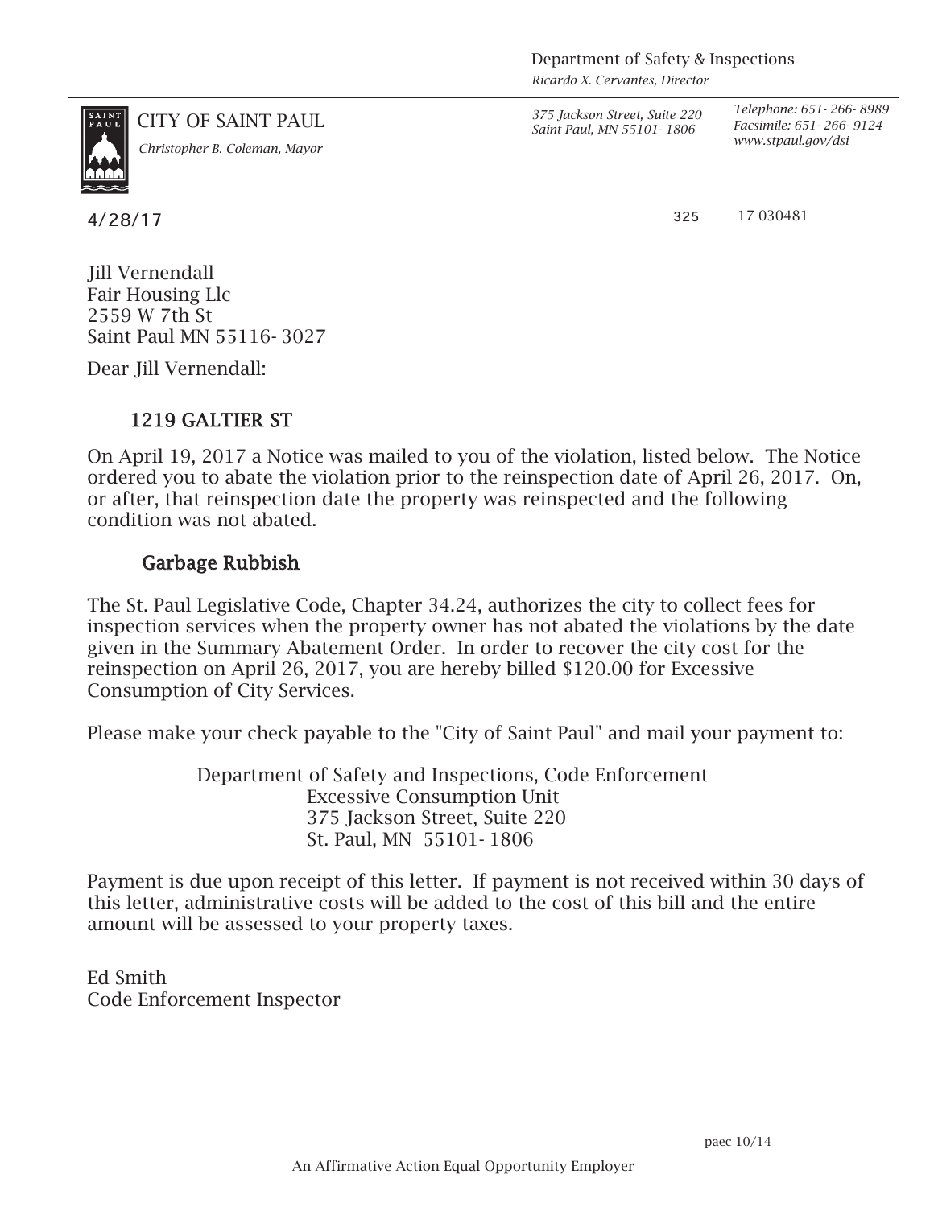Department of Safety & Inspections
*Ricardo X. Cervantes, Director*

CITY OF SAINT PAUL
*Christopher B. Coleman, Mayor*

*375 Jackson Street, Suite 220*
*Saint Paul, MN 55101-1806*

*Telephone: 651-266-8989*
*Facsimile: 651-266-9124*
*www.stpaul.gov/dsi*

4/28/17

325 17 030481

Jill Vernendall
Fair Housing Llc
2559 W 7th St
Saint Paul MN 55116-3027

Dear Jill Vernendall:

**1219 GALTIER ST**

On April 19, 2017 a Notice was mailed to you of the violation, listed below. The Notice ordered you to abate the violation prior to the reinspection date of April 26, 2017. On, or after, that reinspection date the property was reinspected and the following condition was not abated.

**Garbage Rubbish**

The St. Paul Legislative Code, Chapter 34.24, authorizes the city to collect fees for inspection services when the property owner has not abated the violations by the date given in the Summary Abatement Order. In order to recover the city cost for the reinspection on April 26, 2017, you are hereby billed $120.00 for Excessive Consumption of City Services.

Please make your check payable to the "City of Saint Paul" and mail your payment to:

Department of Safety and Inspections, Code Enforcement
Excessive Consumption Unit
375 Jackson Street, Suite 220
St. Paul, MN 55101-1806

Payment is due upon receipt of this letter. If payment is not received within 30 days of this letter, administrative costs will be added to the cost of this bill and the entire amount will be assessed to your property taxes.

Ed Smith
Code Enforcement Inspector

paec 10/14

An Affirmative Action Equal Opportunity Employer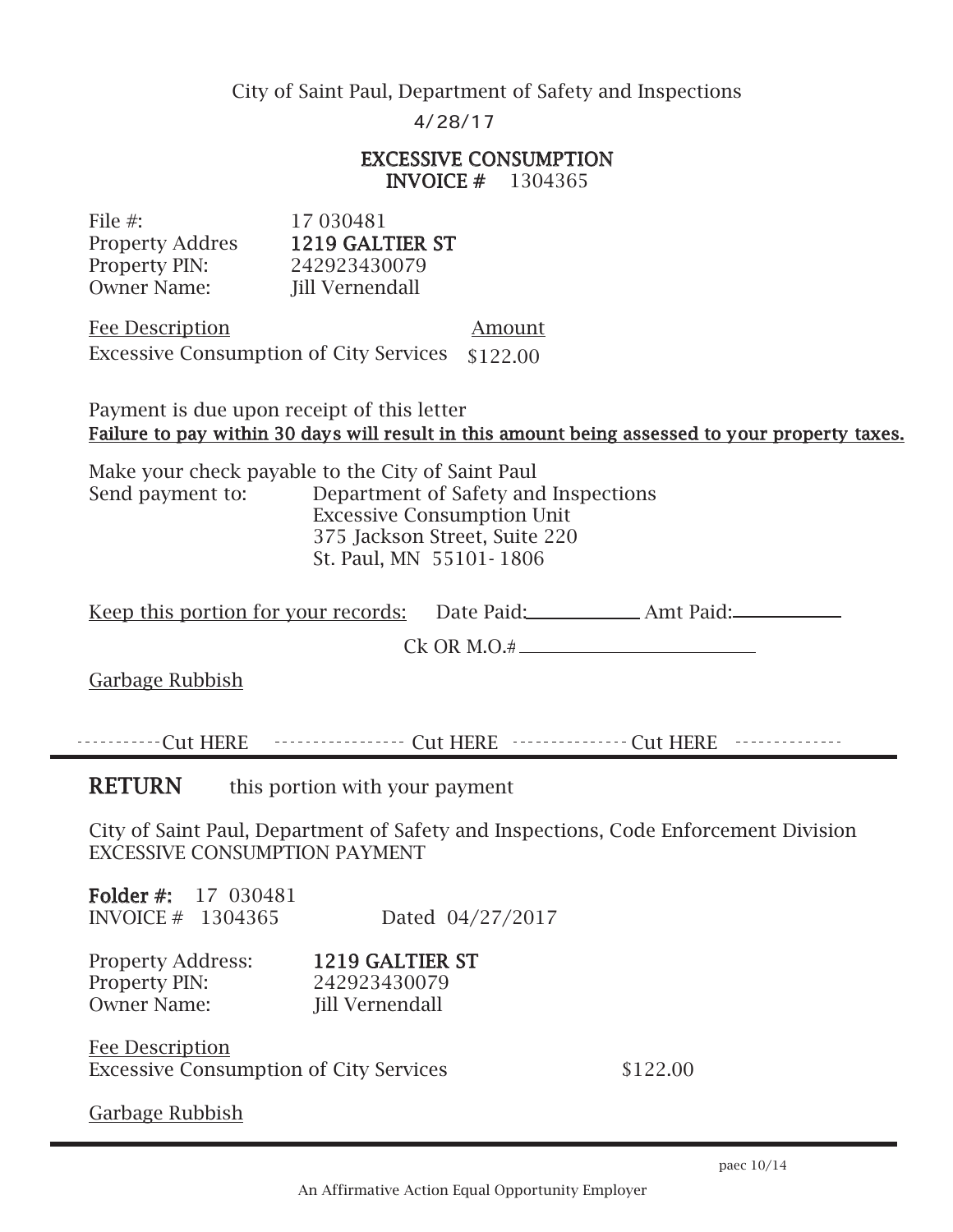City of Saint Paul, Department of Safety and Inspections

4/28/17

## EXCESSIVE CONSUMPTION
## INVOICE # 1304365

File #: 17 030481
Property Addres **1219 GALTIER ST**
Property PIN: 242923430079
Owner Name: Jill Vernendall

| Fee Description | Amount |
|---|---|
| Excessive Consumption of City Services | $122.00 |

Payment is due upon receipt of this letter

**Failure to pay within 30 days will result in this amount being assessed to your property taxes.**

Make your check payable to the City of Saint Paul

Send payment to: Department of Safety and Inspections
Excessive Consumption Unit
375 Jackson Street, Suite 220
St. Paul, MN 55101- 1806

Keep this portion for your records: Date Paid:__________ Amt Paid:__________

Ck OR M.O.#____________________

Garbage Rubbish

-----------Cut HERE ---------------- Cut HERE -------------- Cut HERE -------------

---

**RETURN** this portion with your payment

City of Saint Paul, Department of Safety and Inspections, Code Enforcement Division
EXCESSIVE CONSUMPTION PAYMENT

**Folder #:** 17 030481
INVOICE # 1304365 Dated 04/27/2017

Property Address: **1219 GALTIER ST**
Property PIN: 242923430079
Owner Name: Jill Vernendall

| Fee Description | |
|---|---|
| Excessive Consumption of City Services | $122.00 |

Garbage Rubbish

---

paec 10/14

An Affirmative Action Equal Opportunity Employer